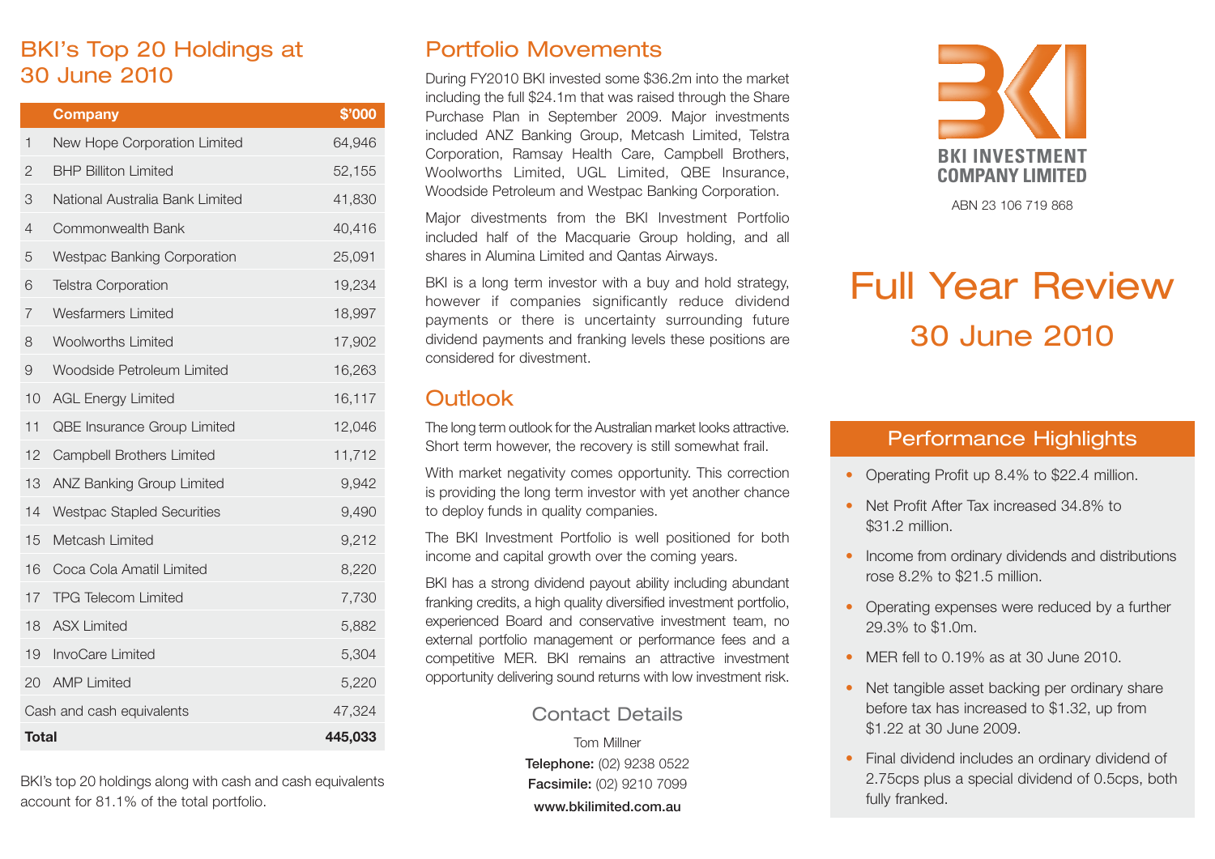## BKI's Top 20 Holdings at 30 June 2010

| | Company | $'000 |
|---|---|---|
| 1 | New Hope Corporation Limited | 64,946 |
| 2 | BHP Billiton Limited | 52,155 |
| 3 | National Australia Bank Limited | 41,830 |
| 4 | Commonwealth Bank | 40,416 |
| 5 | Westpac Banking Corporation | 25,091 |
| 6 | Telstra Corporation | 19,234 |
| 7 | Wesfarmers Limited | 18,997 |
| 8 | Woolworths Limited | 17,902 |
| 9 | Woodside Petroleum Limited | 16,263 |
| 10 | AGL Energy Limited | 16,117 |
| 11 | QBE Insurance Group Limited | 12,046 |
| 12 | Campbell Brothers Limited | 11,712 |
| 13 | ANZ Banking Group Limited | 9,942 |
| 14 | Westpac Stapled Securities | 9,490 |
| 15 | Metcash Limited | 9,212 |
| 16 | Coca Cola Amatil Limited | 8,220 |
| 17 | TPG Telecom Limited | 7,730 |
| 18 | ASX Limited | 5,882 |
| 19 | InvoCare Limited | 5,304 |
| 20 | AMP Limited | 5,220 |
| Cash and cash equivalents | | 47,324 |
| **Total** | | **445,033** |

BKI's top 20 holdings along with cash and cash equivalents account for 81.1% of the total portfolio.

## Portfolio Movements

During FY2010 BKI invested some $36.2m into the market including the full $24.1m that was raised through the Share Purchase Plan in September 2009. Major investments included ANZ Banking Group, Metcash Limited, Telstra Corporation, Ramsay Health Care, Campbell Brothers, Woolworths Limited, UGL Limited, QBE Insurance, Woodside Petroleum and Westpac Banking Corporation.

Major divestments from the BKI Investment Portfolio included half of the Macquarie Group holding, and all shares in Alumina Limited and Qantas Airways.

BKI is a long term investor with a buy and hold strategy, however if companies significantly reduce dividend payments or there is uncertainty surrounding future dividend payments and franking levels these positions are considered for divestment.

## Outlook

The long term outlook for the Australian market looks attractive. Short term however, the recovery is still somewhat frail.

With market negativity comes opportunity. This correction is providing the long term investor with yet another chance to deploy funds in quality companies.

The BKI Investment Portfolio is well positioned for both income and capital growth over the coming years.

BKI has a strong dividend payout ability including abundant franking credits, a high quality diversified investment portfolio, experienced Board and conservative investment team, no external portfolio management or performance fees and a competitive MER. BKI remains an attractive investment opportunity delivering sound returns with low investment risk.

### Contact Details

Tom Millner

**Telephone:** (02) 9238 0522

**Facsimile:** (02) 9210 7099

**www.bkilimited.com.au**

**BKI INVESTMENT COMPANY LIMITED**

ABN 23 106 719 868

# Full Year Review

## 30 June 2010

### Performance Highlights

- Operating Profit up 8.4% to $22.4 million.
- Net Profit After Tax increased 34.8% to $31.2 million.
- Income from ordinary dividends and distributions rose 8.2% to $21.5 million.
- Operating expenses were reduced by a further 29.3% to $1.0m.
- MER fell to 0.19% as at 30 June 2010.
- Net tangible asset backing per ordinary share before tax has increased to $1.32, up from $1.22 at 30 June 2009.
- Final dividend includes an ordinary dividend of 2.75cps plus a special dividend of 0.5cps, both fully franked.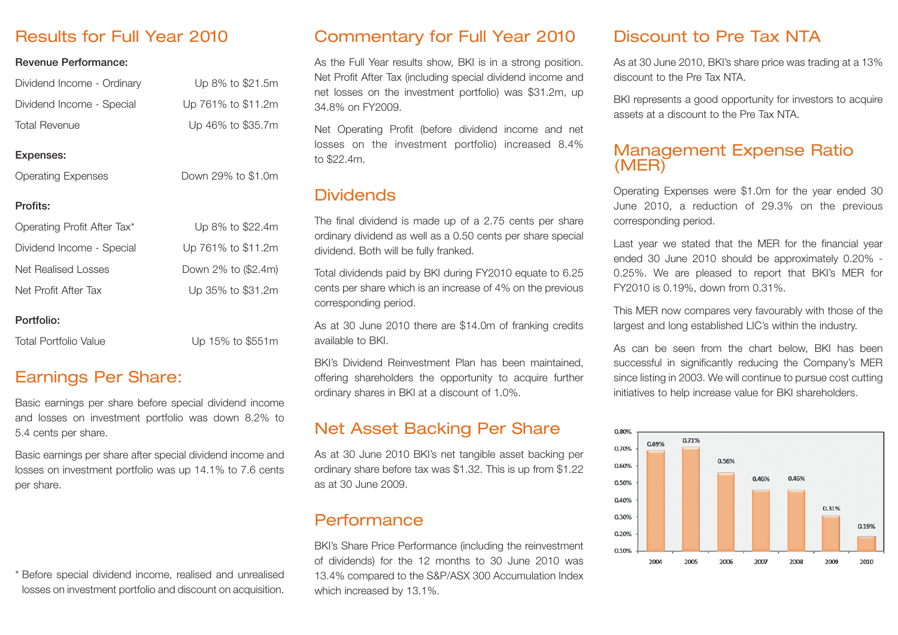## Results for Full Year 2010

**Revenue Performance:**

| | |
|---|---|
| Dividend Income - Ordinary | Up 8% to $21.5m |
| Dividend Income - Special | Up 761% to $11.2m |
| Total Revenue | Up 46% to $35.7m |

**Expenses:**

| | |
|---|---|
| Operating Expenses | Down 29% to $1.0m |

**Profits:**

| | |
|---|---|
| Operating Profit After Tax* | Up 8% to $22.4m |
| Dividend Income - Special | Up 761% to $11.2m |
| Net Realised Losses | Down 2% to ($2.4m) |
| Net Profit After Tax | Up 35% to $31.2m |

**Portfolio:**

| | |
|---|---|
| Total Portfolio Value | Up 15% to $551m |

## Earnings Per Share:

Basic earnings per share before special dividend income and losses on investment portfolio was down 8.2% to 5.4 cents per share.

Basic earnings per share after special dividend income and losses on investment portfolio was up 14.1% to 7.6 cents per share.

\* Before special dividend income, realised and unrealised losses on investment portfolio and discount on acquisition.

## Commentary for Full Year 2010

As the Full Year results show, BKI is in a strong position. Net Profit After Tax (including special dividend income and net losses on the investment portfolio) was $31.2m, up 34.8% on FY2009.

Net Operating Profit (before dividend income and net losses on the investment portfolio) increased 8.4% to $22.4m.

## Dividends

The final dividend is made up of a 2.75 cents per share ordinary dividend as well as a 0.50 cents per share special dividend. Both will be fully franked.

Total dividends paid by BKI during FY2010 equate to 6.25 cents per share which is an increase of 4% on the previous corresponding period.

As at 30 June 2010 there are $14.0m of franking credits available to BKI.

BKI's Dividend Reinvestment Plan has been maintained, offering shareholders the opportunity to acquire further ordinary shares in BKI at a discount of 1.0%.

## Net Asset Backing Per Share

As at 30 June 2010 BKI's net tangible asset backing per ordinary share before tax was $1.32. This is up from $1.22 as at 30 June 2009.

## Performance

BKI's Share Price Performance (including the reinvestment of dividends) for the 12 months to 30 June 2010 was 13.4% compared to the S&P/ASX 300 Accumulation Index which increased by 13.1%.

## Discount to Pre Tax NTA

As at 30 June 2010, BKI's share price was trading at a 13% discount to the Pre Tax NTA.

BKI represents a good opportunity for investors to acquire assets at a discount to the Pre Tax NTA.

## Management Expense Ratio (MER)

Operating Expenses were $1.0m for the year ended 30 June 2010, a reduction of 29.3% on the previous corresponding period.

Last year we stated that the MER for the financial year ended 30 June 2010 should be approximately 0.20% - 0.25%. We are pleased to report that BKI's MER for FY2010 is 0.19%, down from 0.31%.

This MER now compares very favourably with those of the largest and long established LIC's within the industry.

As can be seen from the chart below, BKI has been successful in significantly reducing the Company's MER since listing in 2003. We will continue to pursue cost cutting initiatives to help increase value for BKI shareholders.

0.80%
0.70%
0.60%
0.50%
0.40%
0.30%
0.20%
0.10%

0.69%
0.71%
0.56%
0.46%
0.46%
0.31%
0.19%

2004
2005
2006
2007
2008
2009
2010